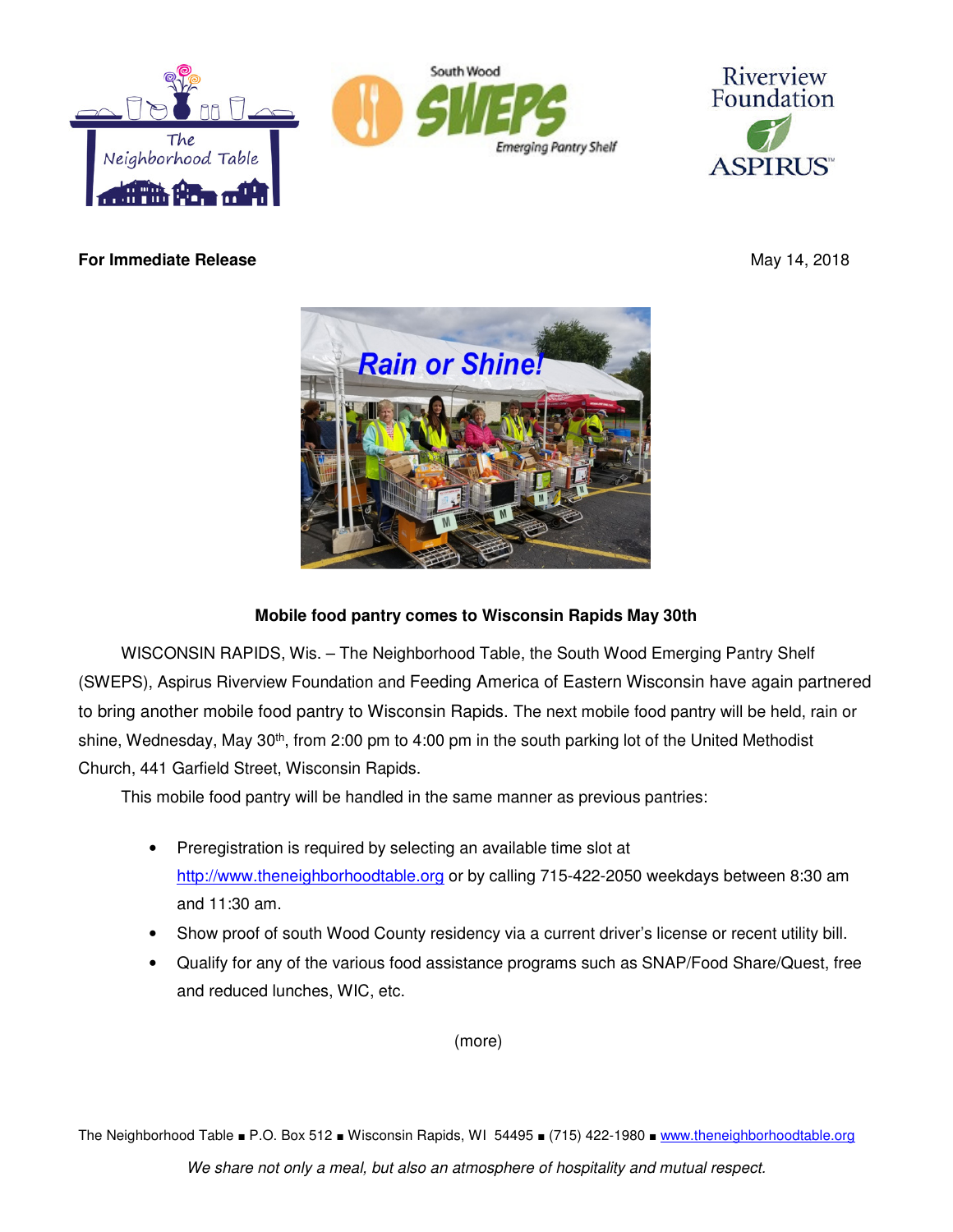**For Immediate Release** May 14, 2018

Rain or Shine!

**Mobile food pantry comes to Wisconsin Rapids May 30th**

WISCONSIN RAPIDS, Wis. – The Neighborhood Table, the South Wood Emerging Pantry Shelf (SWEPS), Aspirus Riverview Foundation and Feeding America of Eastern Wisconsin have again partnered to bring another mobile food pantry to Wisconsin Rapids. The next mobile food pantry will be held, rain or shine, Wednesday, May 30th, from 2:00 pm to 4:00 pm in the south parking lot of the United Methodist Church, 441 Garfield Street, Wisconsin Rapids.

This mobile food pantry will be handled in the same manner as previous pantries:

- Preregistration is required by selecting an available time slot at http://www.theneighborhoodtable.org or by calling 715-422-2050 weekdays between 8:30 am and 11:30 am.
- Show proof of south Wood County residency via a current driver's license or recent utility bill.
- Qualify for any of the various food assistance programs such as SNAP/Food Share/Quest, free and reduced lunches, WIC, etc.

(more)

The Neighborhood Table ■ P.O. Box 512 ■ Wisconsin Rapids, WI 54495 ■ (715) 422-1980 ■ www.theneighborhoodtable.org

*We share not only a meal, but also an atmosphere of hospitality and mutual respect.*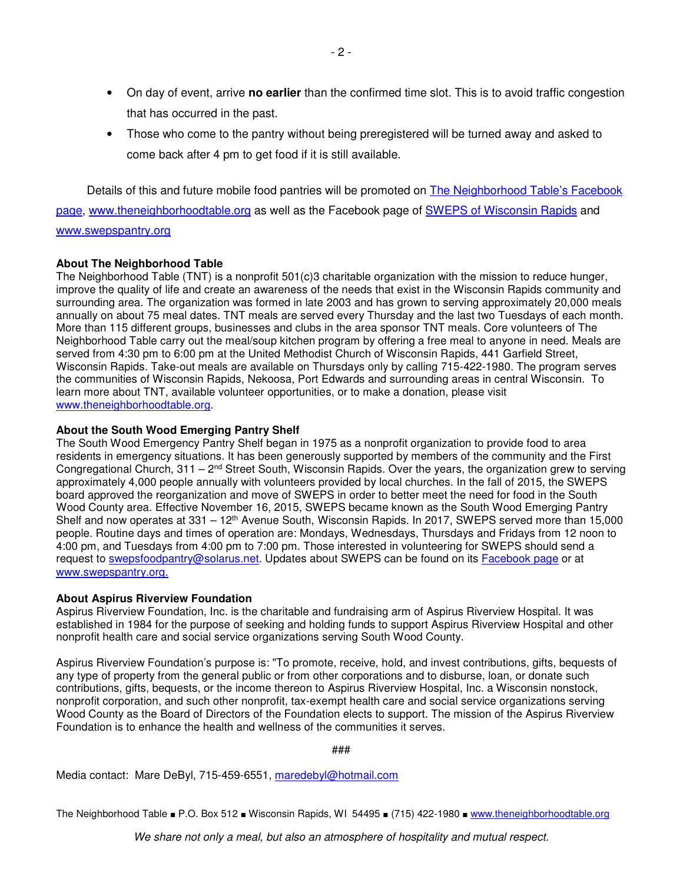- On day of event, arrive **no earlier** than the confirmed time slot. This is to avoid traffic congestion that has occurred in the past.
- Those who come to the pantry without being preregistered will be turned away and asked to come back after 4 pm to get food if it is still available.

Details of this and future mobile food pantries will be promoted on The Neighborhood Table's Facebook page, www.theneighborhoodtable.org as well as the Facebook page of SWEPS of Wisconsin Rapids and www.swepspantry.org

**About The Neighborhood Table**
The Neighborhood Table (TNT) is a nonprofit 501(c)3 charitable organization with the mission to reduce hunger, improve the quality of life and create an awareness of the needs that exist in the Wisconsin Rapids community and surrounding area. The organization was formed in late 2003 and has grown to serving approximately 20,000 meals annually on about 75 meal dates. TNT meals are served every Thursday and the last two Tuesdays of each month. More than 115 different groups, businesses and clubs in the area sponsor TNT meals. Core volunteers of The Neighborhood Table carry out the meal/soup kitchen program by offering a free meal to anyone in need. Meals are served from 4:30 pm to 6:00 pm at the United Methodist Church of Wisconsin Rapids, 441 Garfield Street, Wisconsin Rapids. Take-out meals are available on Thursdays only by calling 715-422-1980. The program serves the communities of Wisconsin Rapids, Nekoosa, Port Edwards and surrounding areas in central Wisconsin. To learn more about TNT, available volunteer opportunities, or to make a donation, please visit www.theneighborhoodtable.org.

**About the South Wood Emerging Pantry Shelf**
The South Wood Emergency Pantry Shelf began in 1975 as a nonprofit organization to provide food to area residents in emergency situations. It has been generously supported by members of the community and the First Congregational Church, 311 – 2nd Street South, Wisconsin Rapids. Over the years, the organization grew to serving approximately 4,000 people annually with volunteers provided by local churches. In the fall of 2015, the SWEPS board approved the reorganization and move of SWEPS in order to better meet the need for food in the South Wood County area. Effective November 16, 2015, SWEPS became known as the South Wood Emerging Pantry Shelf and now operates at 331 – 12th Avenue South, Wisconsin Rapids. In 2017, SWEPS served more than 15,000 people. Routine days and times of operation are: Mondays, Wednesdays, Thursdays and Fridays from 12 noon to 4:00 pm, and Tuesdays from 4:00 pm to 7:00 pm. Those interested in volunteering for SWEPS should send a request to swepsfoodpantry@solarus.net. Updates about SWEPS can be found on its Facebook page or at www.swepspantry.org.

**About Aspirus Riverview Foundation**
Aspirus Riverview Foundation, Inc. is the charitable and fundraising arm of Aspirus Riverview Hospital. It was established in 1984 for the purpose of seeking and holding funds to support Aspirus Riverview Hospital and other nonprofit health care and social service organizations serving South Wood County.

Aspirus Riverview Foundation's purpose is: "To promote, receive, hold, and invest contributions, gifts, bequests of any type of property from the general public or from other corporations and to disburse, loan, or donate such contributions, gifts, bequests, or the income thereon to Aspirus Riverview Hospital, Inc. a Wisconsin nonstock, nonprofit corporation, and such other nonprofit, tax-exempt health care and social service organizations serving Wood County as the Board of Directors of the Foundation elects to support. The mission of the Aspirus Riverview Foundation is to enhance the health and wellness of the communities it serves.

###

Media contact: Mare DeByl, 715-459-6551, maredebyl@hotmail.com

The Neighborhood Table ■ P.O. Box 512 ■ Wisconsin Rapids, WI 54495 ■ (715) 422-1980 ■ www.theneighborhoodtable.org

*We share not only a meal, but also an atmosphere of hospitality and mutual respect.*